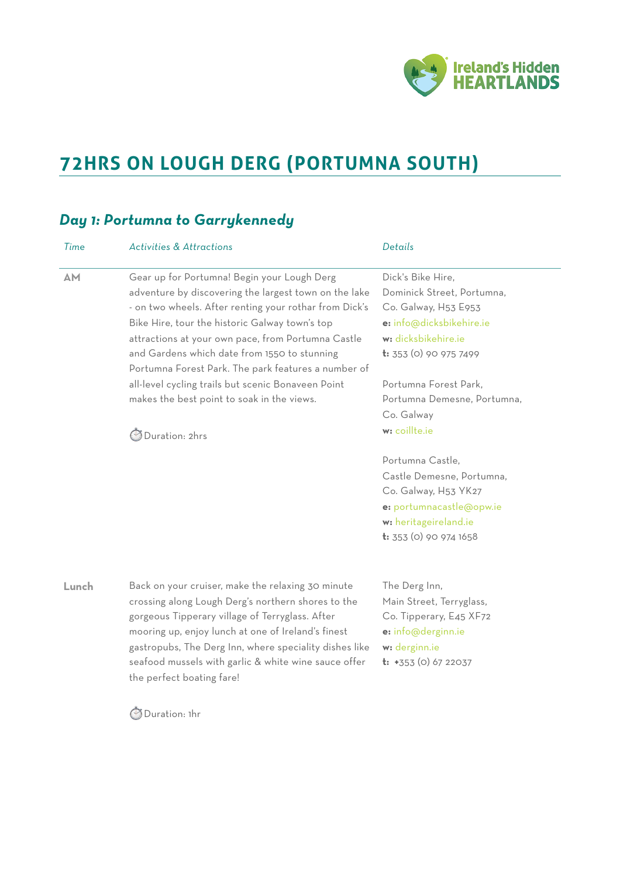# 72HRS ON LOUGH DERG (PORTUMNA SOUTH)

## *Day 1: Portumna to Garrykennedy*

| *Time* | *Activities & Attractions* | *Details* |
|---|---|---|
| **AM** | Gear up for Portumna! Begin your Lough Derg adventure by discovering the largest town on the lake - on two wheels. After renting your rothar from Dick's Bike Hire, tour the historic Galway town's top attractions at your own pace, from Portumna Castle and Gardens which date from 1550 to stunning Portumna Forest Park. The park features a number of all-level cycling trails but scenic Bonaveen Point makes the best point to soak in the views.<br><br>⏱Duration: 2hrs | Dick's Bike Hire,<br>Dominick Street, Portumna,<br>Co. Galway, H53 E953<br>**e:** info@dicksbikehire.ie<br>**w:** dicksbikehire.ie<br>**t:** 353 (0) 90 975 7499<br><br>Portumna Forest Park,<br>Portumna Demesne, Portumna,<br>Co. Galway<br>**w:** coillte.ie<br><br>Portumna Castle,<br>Castle Demesne, Portumna,<br>Co. Galway, H53 YK27<br>**e:** portumnacastle@opw.ie<br>**w:** heritageireland.ie<br>**t:** 353 (0) 90 974 1658 |
| **Lunch** | Back on your cruiser, make the relaxing 30 minute crossing along Lough Derg's northern shores to the gorgeous Tipperary village of Terryglass. After mooring up, enjoy lunch at one of Ireland's finest gastropubs, The Derg Inn, where speciality dishes like seafood mussels with garlic & white wine sauce offer the perfect boating fare!<br><br>⏱Duration: 1hr | The Derg Inn,<br>Main Street, Terryglass,<br>Co. Tipperary, E45 XF72<br>**e:** info@derginn.ie<br>**w:** derginn.ie<br>**t:** +353 (0) 67 22037 |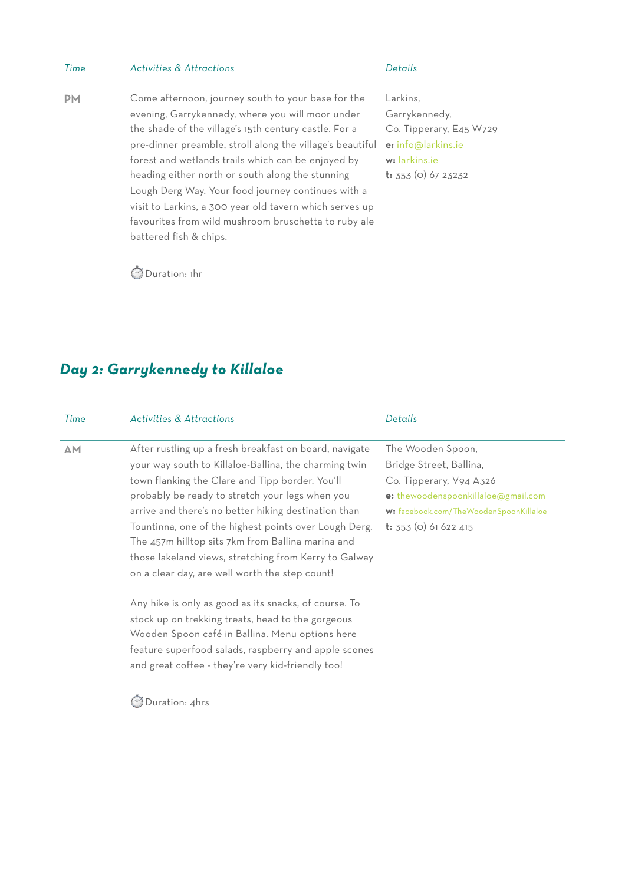| Time | Activities & Attractions | Details |
|---|---|---|
| PM | Come afternoon, journey south to your base for the evening, Garrykennedy, where you will moor under the shade of the village's 15th century castle. For a pre-dinner preamble, stroll along the village's beautiful forest and wetlands trails which can be enjoyed by heading either north or south along the stunning Lough Derg Way. Your food journey continues with a visit to Larkins, a 300 year old tavern which serves up favourites from wild mushroom bruschetta to ruby ale battered fish & chips.<br><br>⏱ Duration: 1hr | Larkins,<br>Garrykennedy,<br>Co. Tipperary, E45 W729<br>**e:** info@larkins.ie<br>**w:** larkins.ie<br>**t:** 353 (0) 67 23232 |

## *Day 2: Garrykennedy to Killaloe*

| Time | Activities & Attractions | Details |
|---|---|---|
| AM | After rustling up a fresh breakfast on board, navigate your way south to Killaloe-Ballina, the charming twin town flanking the Clare and Tipp border. You'll probably be ready to stretch your legs when you arrive and there's no better hiking destination than Tountinna, one of the highest points over Lough Derg. The 457m hilltop sits 7km from Ballina marina and those lakeland views, stretching from Kerry to Galway on a clear day, are well worth the step count!<br><br>Any hike is only as good as its snacks, of course. To stock up on trekking treats, head to the gorgeous Wooden Spoon café in Ballina. Menu options here feature superfood salads, raspberry and apple scones and great coffee - they're very kid-friendly too!<br><br>⏱ Duration: 4hrs | The Wooden Spoon,<br>Bridge Street, Ballina,<br>Co. Tipperary, V94 A326<br>**e:** thewoodenspoonkillaloe@gmail.com<br>**w:** facebook.com/TheWoodenSpoonKillaloe<br>**t:** 353 (0) 61 622 415 |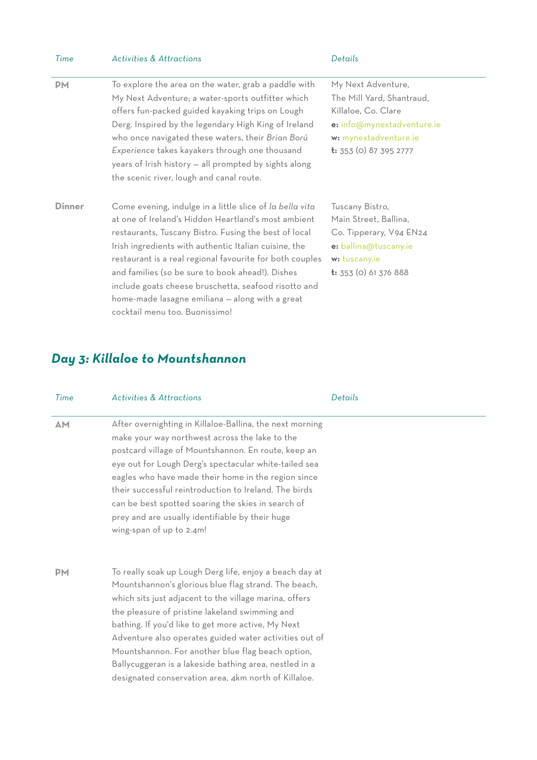| *Time* | *Activities & Attractions* | *Details* |
|---|---|---|
| **PM** | To explore the area on the water, grab a paddle with My Next Adventure; a water-sports outfitter which offers fun-packed guided kayaking trips on Lough Derg. Inspired by the legendary High King of Ireland who once navigated these waters, their *Brian Ború Experience* takes kayakers through one thousand years of Irish history – all prompted by sights along the scenic river, lough and canal route. | My Next Adventure,<br>The Mill Yard, Shantraud,<br>Killaloe, Co. Clare<br>**e:** info@mynextadventure.ie<br>**w:** mynextadventure.ie<br>**t:** 353 (0) 87 395 2777 |
| **Dinner** | Come evening, indulge in a little slice of *la bella vita* at one of Ireland's Hidden Heartland's most ambient restaurants, Tuscany Bistro. Fusing the best of local Irish ingredients with authentic Italian cuisine, the restaurant is a real regional favourite for both couples and families (so be sure to book ahead!). Dishes include goats cheese bruschetta, seafood risotto and home-made lasagne emiliana – along with a great cocktail menu too. Buonissimo! | Tuscany Bistro,<br>Main Street, Ballina,<br>Co. Tipperary, V94 EN24<br>**e:** ballina@tuscany.ie<br>**w:** tuscany.ie<br>**t:** 353 (0) 61 376 888 |

## *Day 3: Killaloe to Mountshannon*

| *Time* | *Activities & Attractions* | *Details* |
|---|---|---|
| **AM** | After overnighting in Killaloe-Ballina, the next morning make your way northwest across the lake to the postcard village of Mountshannon. En route, keep an eye out for Lough Derg's spectacular white-tailed sea eagles who have made their home in the region since their successful reintroduction to Ireland. The birds can be best spotted soaring the skies in search of prey and are usually identifiable by their huge wing-span of up to 2.4m! | |
| **PM** | To really soak up Lough Derg life, enjoy a beach day at Mountshannon's glorious blue flag strand. The beach, which sits just adjacent to the village marina, offers the pleasure of pristine lakeland swimming and bathing. If you'd like to get more active, My Next Adventure also operates guided water activities out of Mountshannon. For another blue flag beach option, Ballycuggeran is a lakeside bathing area, nestled in a designated conservation area, 4km north of Killaloe. | |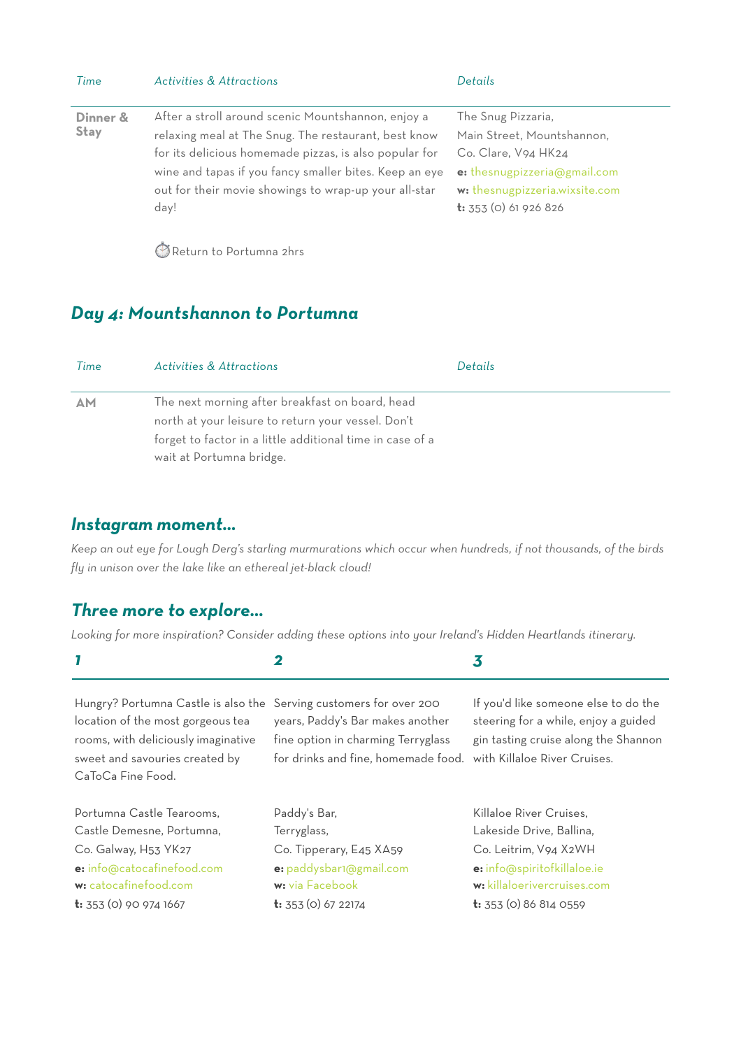| Time | Activities & Attractions | Details |
|---|---|---|
| **Dinner & Stay** | After a stroll around scenic Mountshannon, enjoy a relaxing meal at The Snug. The restaurant, best know for its delicious homemade pizzas, is also popular for wine and tapas if you fancy smaller bites. Keep an eye out for their movie showings to wrap-up your all-star day! | The Snug Pizzaria, Main Street, Mountshannon, Co. Clare, V94 HK24 **e:** thesnugpizzeria@gmail.com **w:** thesnugpizzeria.wixsite.com **t:** 353 (0) 61 926 826 |

⏱ Return to Portumna 2hrs

## *Day 4: Mountshannon to Portumna*

| Time | Activities & Attractions | Details |
|---|---|---|
| **AM** | The next morning after breakfast on board, head north at your leisure to return your vessel. Don't forget to factor in a little additional time in case of a wait at Portumna bridge. | |

## *Instagram moment...*

*Keep an out eye for Lough Derg's starling murmurations which occur when hundreds, if not thousands, of the birds fly in unison over the lake like an ethereal jet-black cloud!*

## *Three more to explore...*

*Looking for more inspiration? Consider adding these options into your Ireland's Hidden Heartlands itinerary.*

| *1* | *2* | *3* |
|---|---|---|
| Hungry? Portumna Castle is also the location of the most gorgeous tea rooms, with deliciously imaginative sweet and savouries created by CaToCa Fine Food. | Serving customers for over 200 years, Paddy's Bar makes another fine option in charming Terryglass for drinks and fine, homemade food. | If you'd like someone else to do the steering for a while, enjoy a guided gin tasting cruise along the Shannon with Killaloe River Cruises. |
| Portumna Castle Tearooms, Castle Demesne, Portumna, Co. Galway, H53 YK27 **e:** info@catocafinefood.com **w:** catocafinefood.com **t:** 353 (0) 90 974 1667 | Paddy's Bar, Terryglass, Co. Tipperary, E45 XA59 **e:** paddysbar1@gmail.com **w:** via Facebook **t:** 353 (0) 67 22174 | Killaloe River Cruises, Lakeside Drive, Ballina, Co. Leitrim, V94 X2WH **e:** info@spiritofkillaloe.ie **w:** killaloerivercruises.com **t:** 353 (0) 86 814 0559 |